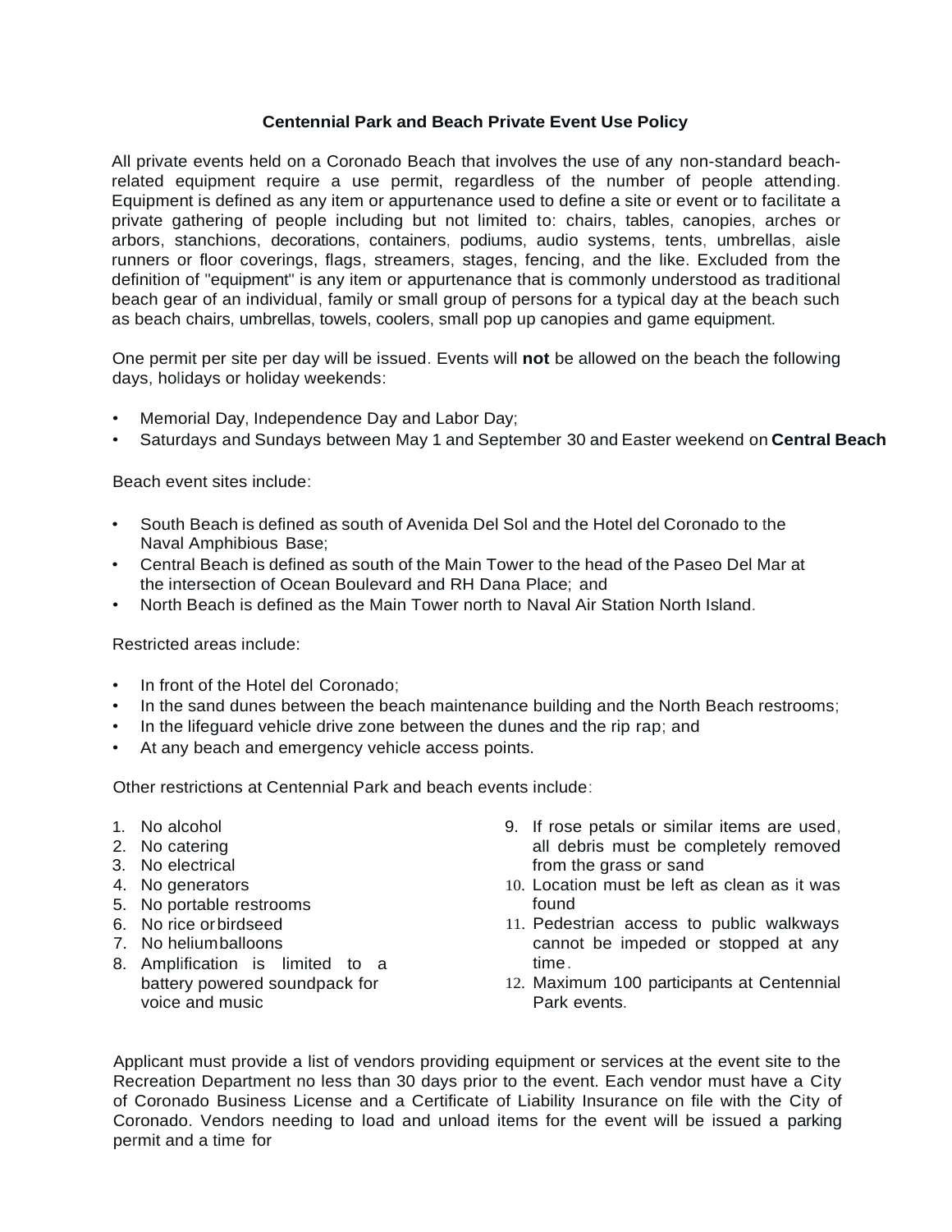**Centennial Park and Beach Private Event Use Policy**

All private events held on a Coronado Beach that involves the use of any non-standard beach-related equipment require a use permit, regardless of the number of people attending. Equipment is defined as any item or appurtenance used to define a site or event or to facilitate a private gathering of people including but not limited to: chairs, tables, canopies, arches or arbors, stanchions, decorations, containers, podiums, audio systems, tents, umbrellas, aisle runners or floor coverings, flags, streamers, stages, fencing, and the like. Excluded from the definition of "equipment" is any item or appurtenance that is commonly understood as traditional beach gear of an individual, family or small group of persons for a typical day at the beach such as beach chairs, umbrellas, towels, coolers, small pop up canopies and game equipment.

One permit per site per day will be issued. Events will **not** be allowed on the beach the following days, holidays or holiday weekends:

- Memorial Day, Independence Day and Labor Day;
- Saturdays and Sundays between May 1 and September 30 and Easter weekend on **Central Beach**

Beach event sites include:

- South Beach is defined as south of Avenida Del Sol and the Hotel del Coronado to the Naval Amphibious Base;
- Central Beach is defined as south of the Main Tower to the head of the Paseo Del Mar at the intersection of Ocean Boulevard and RH Dana Place; and
- North Beach is defined as the Main Tower north to Naval Air Station North Island.

Restricted areas include:

- In front of the Hotel del Coronado;
- In the sand dunes between the beach maintenance building and the North Beach restrooms;
- In the lifeguard vehicle drive zone between the dunes and the rip rap; and
- At any beach and emergency vehicle access points.

Other restrictions at Centennial Park and beach events include:

1. No alcohol
2. No catering
3. No electrical
4. No generators
5. No portable restrooms
6. No rice or birdseed
7. No helium balloons
8. Amplification is limited to a battery powered soundpack for voice and music
9. If rose petals or similar items are used, all debris must be completely removed from the grass or sand
10. Location must be left as clean as it was found
11. Pedestrian access to public walkways cannot be impeded or stopped at any time.
12. Maximum 100 participants at Centennial Park events.

Applicant must provide a list of vendors providing equipment or services at the event site to the Recreation Department no less than 30 days prior to the event. Each vendor must have a City of Coronado Business License and a Certificate of Liability Insurance on file with the City of Coronado. Vendors needing to load and unload items for the event will be issued a parking permit and a time for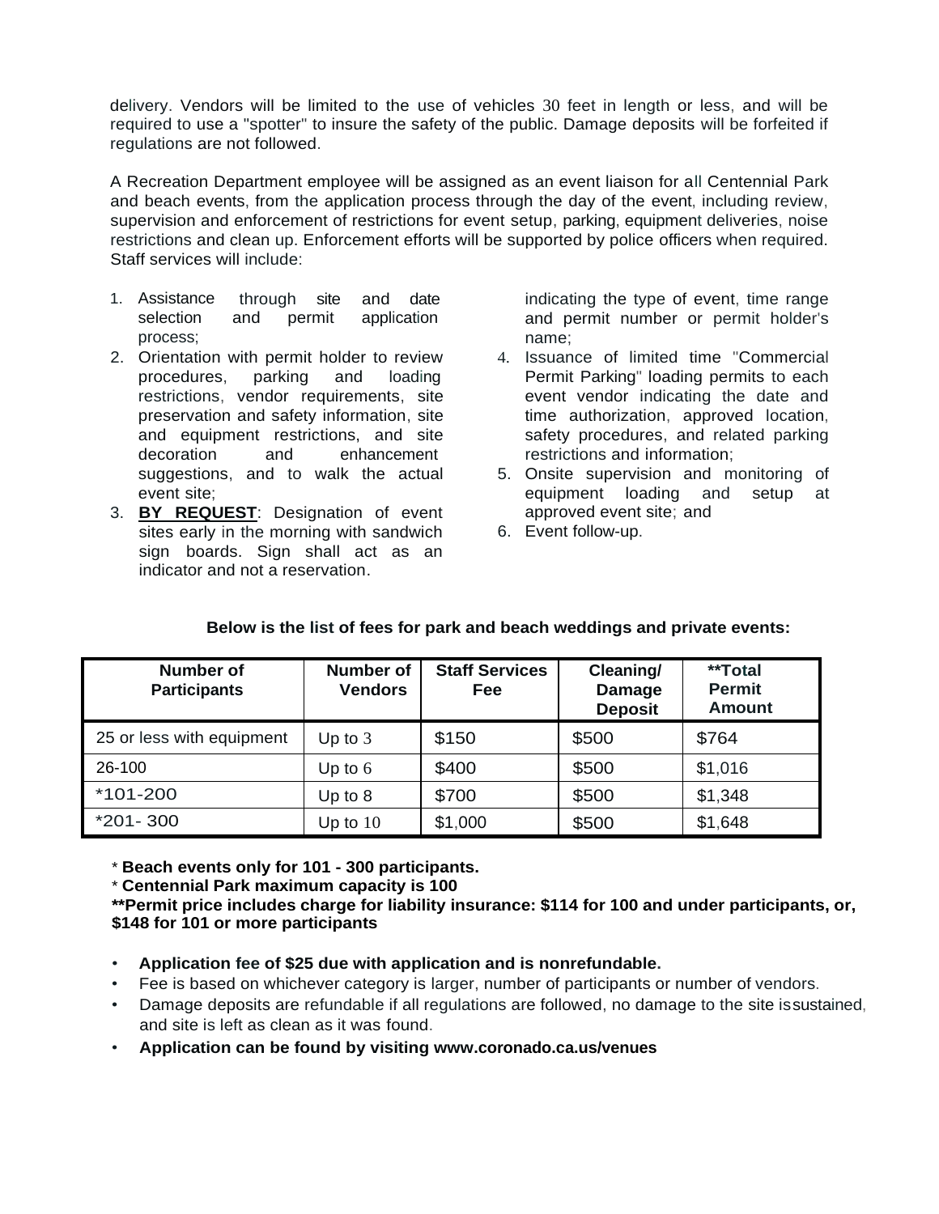delivery. Vendors will be limited to the use of vehicles 30 feet in length or less, and will be required to use a "spotter" to insure the safety of the public. Damage deposits will be forfeited if regulations are not followed.

A Recreation Department employee will be assigned as an event liaison for all Centennial Park and beach events, from the application process through the day of the event, including review, supervision and enforcement of restrictions for event setup, parking, equipment deliveries, noise restrictions and clean up. Enforcement efforts will be supported by police officers when required. Staff services will include:

1. Assistance through site and date selection and permit application process;
2. Orientation with permit holder to review procedures, parking and loading restrictions, vendor requirements, site preservation and safety information, site and equipment restrictions, and site decoration and enhancement suggestions, and to walk the actual event site;
3. **BY REQUEST**: Designation of event sites early in the morning with sandwich sign boards. Sign shall act as an indicator and not a reservation. indicating the type of event, time range and permit number or permit holder's name;
4. Issuance of limited time "Commercial Permit Parking" loading permits to each event vendor indicating the date and time authorization, approved location, safety procedures, and related parking restrictions and information;
5. Onsite supervision and monitoring of equipment loading and setup at approved event site; and
6. Event follow-up.

**Below is the list of fees for park and beach weddings and private events:**

| Number of Participants | Number of Vendors | Staff Services Fee | Cleaning/ Damage Deposit | **Total Permit Amount |
|---|---|---|---|---|
| 25 or less with equipment | Up to 3 | $150 | $500 | $764 |
| 26-100 | Up to 6 | $400 | $500 | $1,016 |
| *101-200 | Up to 8 | $700 | $500 | $1,348 |
| *201- 300 | Up to 10 | $1,000 | $500 | $1,648 |

\* **Beach events only for 101 - 300 participants.**

\* **Centennial Park maximum capacity is 100**

****Permit price includes charge for liability insurance: $114 for 100 and under participants, or, $148 for 101 or more participants**

- **Application fee of $25 due with application and is nonrefundable.**
- Fee is based on whichever category is larger, number of participants or number of vendors.
- Damage deposits are refundable if all regulations are followed, no damage to the site is sustained, and site is left as clean as it was found.
- **Application can be found by visiting www.coronado.ca.us/venues**